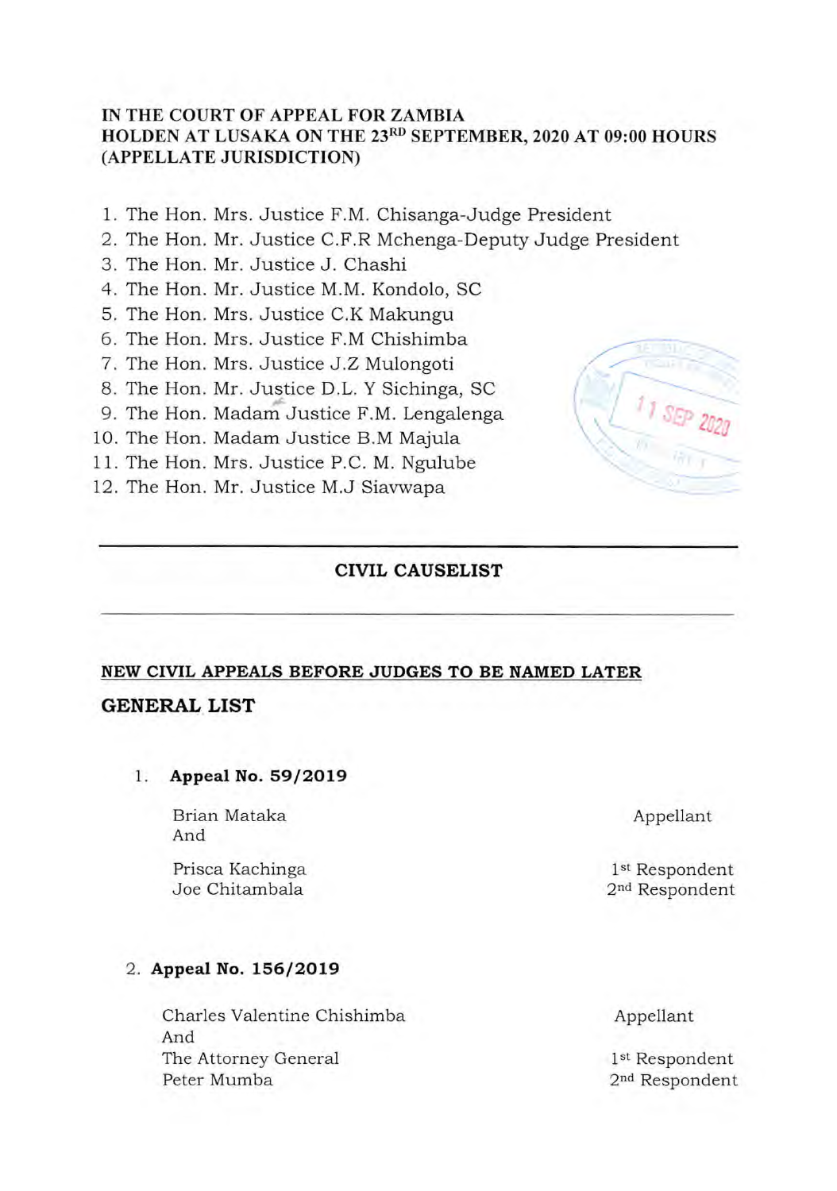**IN THE COURT OF APPEAL FOR ZAMBIA**
**HOLDEN AT LUSAKA ON THE 23RD SEPTEMBER, 2020 AT 09:00 HOURS**
**(APPELLATE JURISDICTION)**

1. The Hon. Mrs. Justice F.M. Chisanga-Judge President
2. The Hon. Mr. Justice C.F.R Mchenga-Deputy Judge President
3. The Hon. Mr. Justice J. Chashi
4. The Hon. Mr. Justice M.M. Kondolo, SC
5. The Hon. Mrs. Justice C.K Makungu
6. The Hon. Mrs. Justice F.M Chishimba
7. The Hon. Mrs. Justice J.Z Mulongoti
8. The Hon. Mr. Justice D.L. Y Sichinga, SC
9. The Hon. Madam Justice F.M. Lengalenga
10. The Hon. Madam Justice B.M Majula
11. The Hon. Mrs. Justice P.C. M. Ngulube
12. The Hon. Mr. Justice M.J Siavwapa

---

## CIVIL CAUSELIST

---

**NEW CIVIL APPEALS BEFORE JUDGES TO BE NAMED LATER**

## GENERAL LIST

1. **Appeal No. 59/2019**

| | |
|---|---|
| Brian Mataka | Appellant |
| And | |
| Prisca Kachinga | 1st Respondent |
| Joe Chitambala | 2nd Respondent |

2. **Appeal No. 156/2019**

| | |
|---|---|
| Charles Valentine Chishimba | Appellant |
| And | |
| The Attorney General | 1st Respondent |
| Peter Mumba | 2nd Respondent |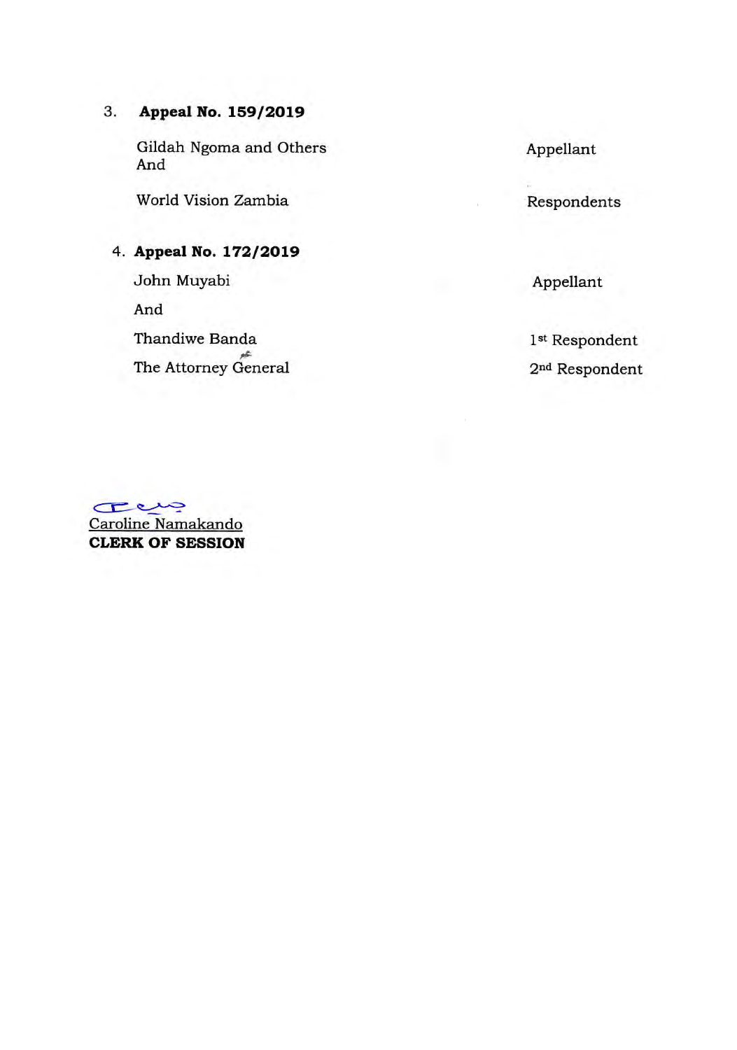3. **Appeal No. 159/2019**

| | |
|---|---|
| Gildah Ngoma and Others | Appellant |
| And | |
| World Vision Zambia | Respondents |

4. **Appeal No. 172/2019**

| | |
|---|---|
| John Muyabi | Appellant |
| And | |
| Thandiwe Banda | 1st Respondent |
| The Attorney General | 2nd Respondent |

Caroline Namakando
**CLERK OF SESSION**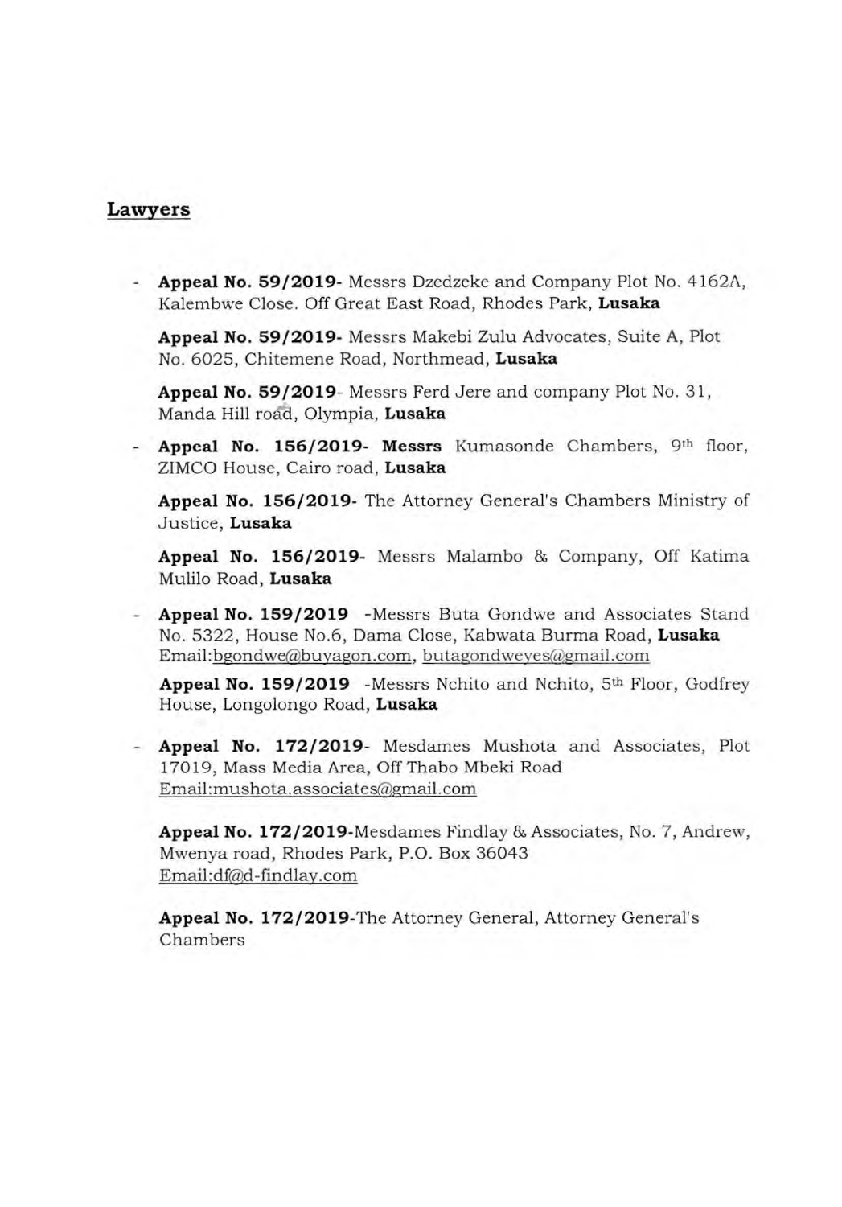## Lawyers

- **Appeal No. 59/2019-** Messrs Dzedzeke and Company Plot No. 4162A, Kalembwe Close. Off Great East Road, Rhodes Park, **Lusaka**

  **Appeal No. 59/2019-** Messrs Makebi Zulu Advocates, Suite A, Plot No. 6025, Chitemene Road, Northmead, **Lusaka**

  **Appeal No. 59/2019**- Messrs Ferd Jere and company Plot No. 31, Manda Hill road, Olympia, **Lusaka**

- **Appeal No. 156/2019- Messrs** Kumasonde Chambers, 9th floor, ZIMCO House, Cairo road, **Lusaka**

  **Appeal No. 156/2019-** The Attorney General's Chambers Ministry of Justice, **Lusaka**

  **Appeal No. 156/2019-** Messrs Malambo & Company, Off Katima Mulilo Road, **Lusaka**

- **Appeal No. 159/2019** -Messrs Buta Gondwe and Associates Stand No. 5322, House No.6, Dama Close, Kabwata Burma Road, **Lusaka** Email:bgondwe@buyagon.com, butagondweyes@gmail.com

  **Appeal No. 159/2019** -Messrs Nchito and Nchito, 5th Floor, Godfrey House, Longolongo Road, **Lusaka**

- **Appeal No. 172/2019-** Mesdames Mushota and Associates, Plot 17019, Mass Media Area, Off Thabo Mbeki Road Email:mushota.associates@gmail.com

  **Appeal No. 172/2019-**Mesdames Findlay & Associates, No. 7, Andrew, Mwenya road, Rhodes Park, P.O. Box 36043 Email:df@d-findlay.com

  **Appeal No. 172/2019-**The Attorney General, Attorney General's Chambers